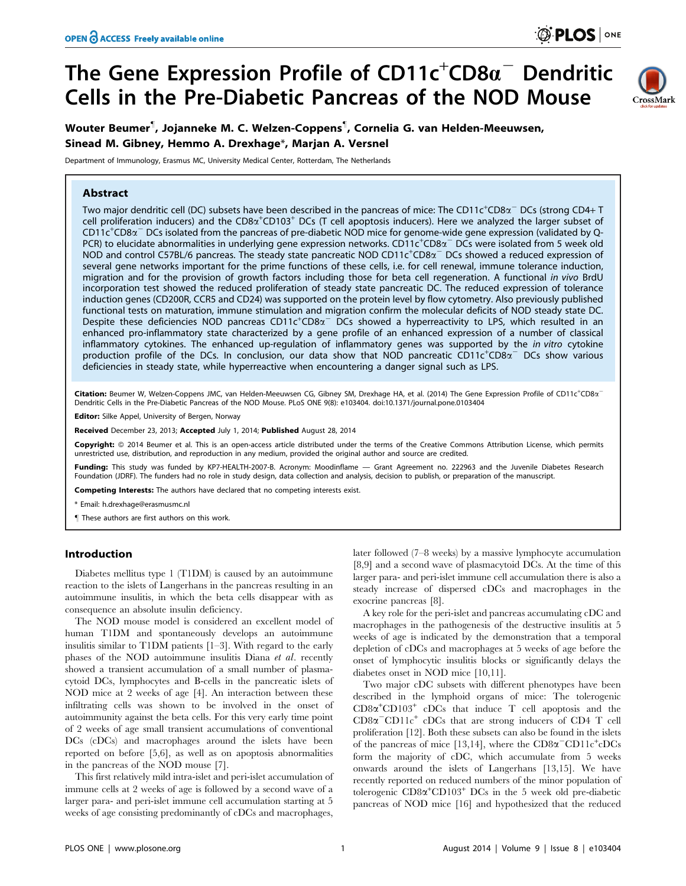# The Gene Expression Profile of CD11c$^{+}$CD8α$^{-}$ Dendritic Cells in the Pre-Diabetic Pancreas of the NOD Mouse

**Wouter Beumer¶, Jojanneke M. C. Welzen-Coppens¶, Cornelia G. van Helden-Meeuwsen, Sinead M. Gibney, Hemmo A. Drexhage*, Marjan A. Versnel**

Department of Immunology, Erasmus MC, University Medical Center, Rotterdam, The Netherlands

## Abstract

Two major dendritic cell (DC) subsets have been described in the pancreas of mice: The CD11c$^{+}$CD8α$^{-}$ DCs (strong CD4+ T cell proliferation inducers) and the CD8α$^{+}$CD103$^{+}$ DCs (T cell apoptosis inducers). Here we analyzed the larger subset of CD11c$^{+}$CD8α$^{-}$ DCs isolated from the pancreas of pre-diabetic NOD mice for genome-wide gene expression (validated by Q-PCR) to elucidate abnormalities in underlying gene expression networks. CD11c$^{+}$CD8α$^{-}$ DCs were isolated from 5 week old NOD and control C57BL/6 pancreas. The steady state pancreatic NOD CD11c$^{+}$CD8α$^{-}$ DCs showed a reduced expression of several gene networks important for the prime functions of these cells, i.e. for cell renewal, immune tolerance induction, migration and for the provision of growth factors including those for beta cell regeneration. A functional *in vivo* BrdU incorporation test showed the reduced proliferation of steady state pancreatic DC. The reduced expression of tolerance induction genes (CD200R, CCR5 and CD24) was supported on the protein level by flow cytometry. Also previously published functional tests on maturation, immune stimulation and migration confirm the molecular deficits of NOD steady state DC. Despite these deficiencies NOD pancreas CD11c$^{+}$CD8α$^{-}$ DCs showed a hyperreactivity to LPS, which resulted in an enhanced pro-inflammatory state characterized by a gene profile of an enhanced expression of a number of classical inflammatory cytokines. The enhanced up-regulation of inflammatory genes was supported by the *in vitro* cytokine production profile of the DCs. In conclusion, our data show that NOD pancreatic CD11c$^{+}$CD8α$^{-}$ DCs show various deficiencies in steady state, while hyperreactive when encountering a danger signal such as LPS.

**Citation:** Beumer W, Welzen-Coppens JMC, van Helden-Meeuwsen CG, Gibney SM, Drexhage HA, et al. (2014) The Gene Expression Profile of CD11c$^{+}$CD8α$^{-}$ Dendritic Cells in the Pre-Diabetic Pancreas of the NOD Mouse. PLoS ONE 9(8): e103404. doi:10.1371/journal.pone.0103404

**Editor:** Silke Appel, University of Bergen, Norway

**Received** December 23, 2013; **Accepted** July 1, 2014; **Published** August 28, 2014

**Copyright:** © 2014 Beumer et al. This is an open-access article distributed under the terms of the Creative Commons Attribution License, which permits unrestricted use, distribution, and reproduction in any medium, provided the original author and source are credited.

**Funding:** This study was funded by KP7-HEALTH-2007-B. Acronym: Moodinflame — Grant Agreement no. 222963 and the Juvenile Diabetes Research Foundation (JDRF). The funders had no role in study design, data collection and analysis, decision to publish, or preparation of the manuscript.

**Competing Interests:** The authors have declared that no competing interests exist.

* Email: h.drexhage@erasmusmc.nl

¶ These authors are first authors on this work.

## Introduction

Diabetes mellitus type 1 (T1DM) is caused by an autoimmune reaction to the islets of Langerhans in the pancreas resulting in an autoimmune insulitis, in which the beta cells disappear with as consequence an absolute insulin deficiency.

The NOD mouse model is considered an excellent model of human T1DM and spontaneously develops an autoimmune insulitis similar to T1DM patients [1–3]. With regard to the early phases of the NOD autoimmune insulitis Diana *et al.* recently showed a transient accumulation of a small number of plasmacytoid DCs, lymphocytes and B-cells in the pancreatic islets of NOD mice at 2 weeks of age [4]. An interaction between these infiltrating cells was shown to be involved in the onset of autoimmunity against the beta cells. For this very early time point of 2 weeks of age small transient accumulations of conventional DCs (cDCs) and macrophages around the islets have been reported on before [5,6], as well as on apoptosis abnormalities in the pancreas of the NOD mouse [7].

This first relatively mild intra-islet and peri-islet accumulation of immune cells at 2 weeks of age is followed by a second wave of a larger para- and peri-islet immune cell accumulation starting at 5 weeks of age consisting predominantly of cDCs and macrophages, later followed (7–8 weeks) by a massive lymphocyte accumulation [8,9] and a second wave of plasmacytoid DCs. At the time of this larger para- and peri-islet immune cell accumulation there is also a steady increase of dispersed cDCs and macrophages in the exocrine pancreas [8].

A key role for the peri-islet and pancreas accumulating cDC and macrophages in the pathogenesis of the destructive insulitis at 5 weeks of age is indicated by the demonstration that a temporal depletion of cDCs and macrophages at 5 weeks of age before the onset of lymphocytic insulitis blocks or significantly delays the diabetes onset in NOD mice [10,11].

Two major cDC subsets with different phenotypes have been described in the lymphoid organs of mice: The tolerogenic CD8α$^{+}$CD103$^{+}$ cDCs that induce T cell apoptosis and the CD8α$^{-}$CD11c$^{+}$ cDCs that are strong inducers of CD4 T cell proliferation [12]. Both these subsets can also be found in the islets of the pancreas of mice [13,14], where the CD8α$^{-}$CD11c$^{+}$cDCs form the majority of cDC, which accumulate from 5 weeks onwards around the islets of Langerhans [13,15]. We have recently reported on reduced numbers of the minor population of tolerogenic CD8α$^{+}$CD103$^{+}$ DCs in the 5 week old pre-diabetic pancreas of NOD mice [16] and hypothesized that the reduced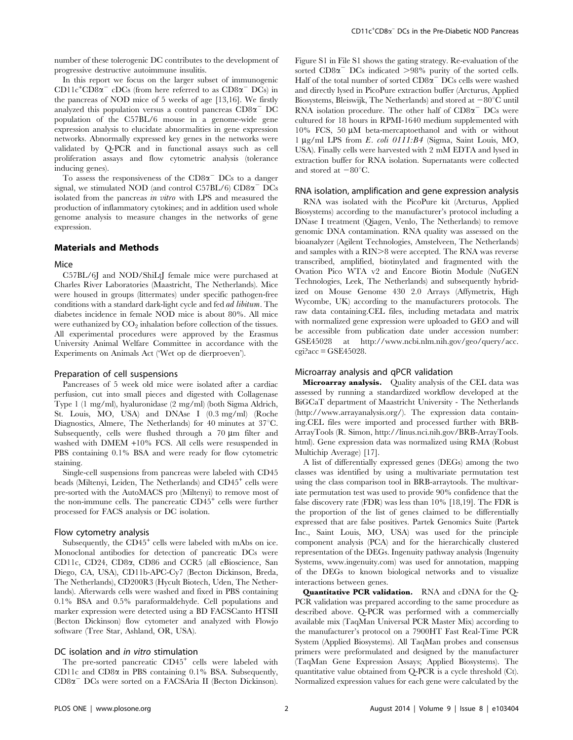number of these tolerogenic DC contributes to the development of progressive destructive autoimmune insulitis.

In this report we focus on the larger subset of immunogenic $CD11c^{+}CD8\alpha^{-}$ cDCs (from here referred to as $CD8\alpha^{-}$ DCs) in the pancreas of NOD mice of 5 weeks of age [13,16]. We firstly analyzed this population versus a control pancreas $CD8\alpha^{-}$ DC population of the C57BL/6 mouse in a genome-wide gene expression analysis to elucidate abnormalities in gene expression networks. Abnormally expressed key genes in the networks were validated by Q-PCR and in functional assays such as cell proliferation assays and flow cytometric analysis (tolerance inducing genes).

To assess the responsiveness of the $CD8\alpha^{-}$ DCs to a danger signal, we stimulated NOD (and control C57BL/6) $CD8\alpha^{-}$ DCs isolated from the pancreas *in vitro* with LPS and measured the production of inflammatory cytokines; and in addition used whole genome analysis to measure changes in the networks of gene expression.

## Materials and Methods

### Mice

C57BL/6J and NOD/ShiLtJ female mice were purchased at Charles River Laboratories (Maastricht, The Netherlands). Mice were housed in groups (littermates) under specific pathogen-free conditions with a standard dark-light cycle and fed *ad libitum*. The diabetes incidence in female NOD mice is about 80%. All mice were euthanized by $CO_2$ inhalation before collection of the tissues. All experimental procedures were approved by the Erasmus University Animal Welfare Committee in accordance with the Experiments on Animals Act ('Wet op de dierproeven').

### Preparation of cell suspensions

Pancreases of 5 week old mice were isolated after a cardiac perfusion, cut into small pieces and digested with Collagenase Type 1 (1 mg/ml), hyaluronidase (2 mg/ml) (both Sigma Aldrich, St. Louis, MO, USA) and DNAse I (0.3 mg/ml) (Roche Diagnostics, Almere, The Netherlands) for 40 minutes at 37°C. Subsequently, cells were flushed through a 70 µm filter and washed with DMEM +10% FCS. All cells were resuspended in PBS containing 0.1% BSA and were ready for flow cytometric staining.

Single-cell suspensions from pancreas were labeled with CD45 beads (Miltenyi, Leiden, The Netherlands) and $CD45^{+}$ cells were pre-sorted with the AutoMACS pro (Miltenyi) to remove most of the non-immune cells. The pancreatic $CD45^{+}$ cells were further processed for FACS analysis or DC isolation.

### Flow cytometry analysis

Subsequently, the $CD45^{+}$ cells were labeled with mAbs on ice. Monoclonal antibodies for detection of pancreatic DCs were CD11c, CD24, CD8α, CD86 and CCR5 (all eBioscience, San Diego, CA, USA), CD11b-APC-Cy7 (Becton Dickinson, Breda, The Netherlands), CD200R3 (Hycult Biotech, Uden, The Netherlands). Afterwards cells were washed and fixed in PBS containing 0.1% BSA and 0.5% paraformaldehyde. Cell populations and marker expression were detected using a BD FACSCanto HTSII (Becton Dickinson) flow cytometer and analyzed with Flowjo software (Tree Star, Ashland, OR, USA).

### DC isolation and *in vitro* stimulation

The pre-sorted pancreatic $CD45^{+}$ cells were labeled with CD11c and CD8α in PBS containing 0.1% BSA. Subsequently, $CD8\alpha^{-}$ DCs were sorted on a FACSAria II (Becton Dickinson). Figure S1 in File S1 shows the gating strategy. Re-evaluation of the sorted $CD8\alpha^{-}$ DCs indicated >98% purity of the sorted cells. Half of the total number of sorted $CD8\alpha^{-}$ DCs cells were washed and directly lysed in PicoPure extraction buffer (Arcturus, Applied Biosystems, Bleiswijk, The Netherlands) and stored at −80°C until RNA isolation procedure. The other half of $CD8\alpha^{-}$ DCs were cultured for 18 hours in RPMI-1640 medium supplemented with 10% FCS, 50 µM beta-mercaptoethanol and with or without 1 µg/ml LPS from *E. coli 0111:B4* (Sigma, Saint Louis, MO, USA). Finally cells were harvested with 2 mM EDTA and lysed in extraction buffer for RNA isolation. Supernatants were collected and stored at −80°C.

### RNA isolation, amplification and gene expression analysis

RNA was isolated with the PicoPure kit (Arcturus, Applied Biosystems) according to the manufacturer's protocol including a DNase I treatment (Qiagen, Venlo, The Netherlands) to remove genomic DNA contamination. RNA quality was assessed on the bioanalyzer (Agilent Technologies, Amstelveen, The Netherlands) and samples with a RIN>8 were accepted. The RNA was reverse transcribed, amplified, biotinylated and fragmented with the Ovation Pico WTA v2 and Encore Biotin Module (NuGEN Technologies, Leek, The Netherlands) and subsequently hybridized on Mouse Genome 430 2.0 Arrays (Affymetrix, High Wycombe, UK) according to the manufacturers protocols. The raw data containing.CEL files, including metadata and matrix with normalized gene expression were uploaded to GEO and will be accessible from publication date under accession number: GSE45028 at http://www.ncbi.nlm.nih.gov/geo/query/acc.cgi?acc=GSE45028.

### Microarray analysis and qPCR validation

**Microarray analysis.** Quality analysis of the CEL data was assessed by running a standardized workflow developed at the BiGCaT department of Maastricht University - The Netherlands (http://www.arrayanalysis.org/). The expression data containing.CEL files were imported and processed further with BRB-ArrayTools (R. Simon, http://linus.nci.nih.gov/BRB-ArrayTools.html). Gene expression data was normalized using RMA (Robust Multichip Average) [17].

A list of differentially expressed genes (DEGs) among the two classes was identified by using a multivariate permutation test using the class comparison tool in BRB-arraytools. The multivariate permutation test was used to provide 90% confidence that the false discovery rate (FDR) was less than 10% [18,19]. The FDR is the proportion of the list of genes claimed to be differentially expressed that are false positives. Partek Genomics Suite (Partek Inc., Saint Louis, MO, USA) was used for the principle component analysis (PCA) and for the hierarchically clustered representation of the DEGs. Ingenuity pathway analysis (Ingenuity Systems, www.ingenuity.com) was used for annotation, mapping of the DEGs to known biological networks and to visualize interactions between genes.

**Quantitative PCR validation.** RNA and cDNA for the Q-PCR validation was prepared according to the same procedure as described above. Q-PCR was performed with a commercially available mix (TaqMan Universal PCR Master Mix) according to the manufacturer's protocol on a 7900HT Fast Real-Time PCR System (Applied Biosystems). All TaqMan probes and consensus primers were preformulated and designed by the manufacturer (TaqMan Gene Expression Assays; Applied Biosystems). The quantitative value obtained from Q-PCR is a cycle threshold (Ct). Normalized expression values for each gene were calculated by the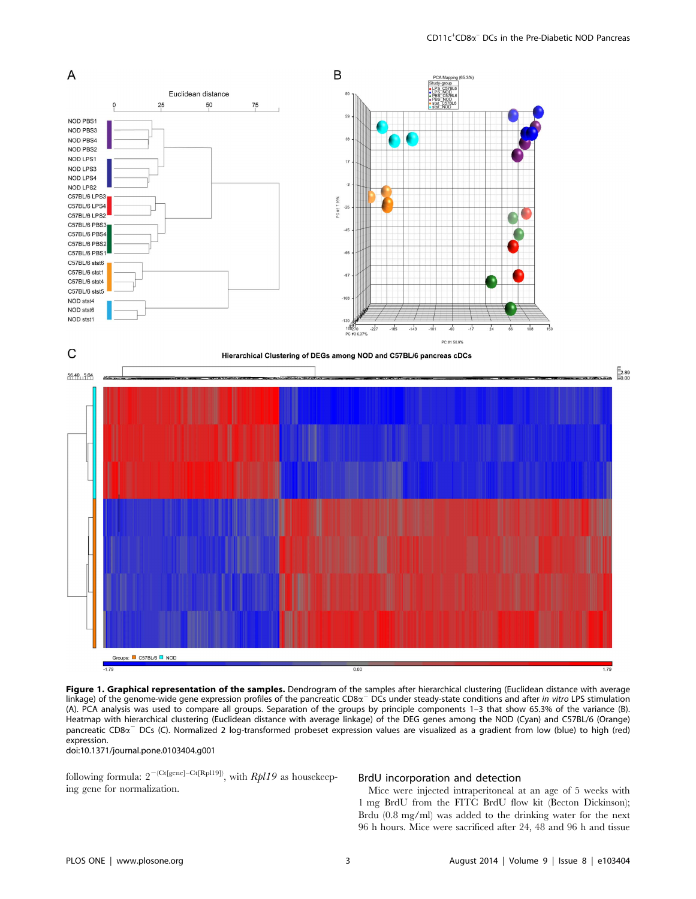**Figure 1. Graphical representation of the samples.** Dendrogram of the samples after hierarchical clustering (Euclidean distance with average linkage) of the genome-wide gene expression profiles of the pancreatic CD8α⁻ DCs under steady-state conditions and after *in vitro* LPS stimulation (A). PCA analysis was used to compare all groups. Separation of the groups by principle components 1–3 that show 65.3% of the variance (B). Heatmap with hierarchical clustering (Euclidean distance with average linkage) of the DEG genes among the NOD (Cyan) and C57BL/6 (Orange) pancreatic CD8α⁻ DCs (C). Normalized 2 log-transformed probeset expression values are visualized as a gradient from low (blue) to high (red) expression.
doi:10.1371/journal.pone.0103404.g001

following formula: $2^{-(Ct[gene]-Ct[Rpl19])}$, with *Rpl19* as housekeeping gene for normalization.

## BrdU incorporation and detection

Mice were injected intraperitoneal at an age of 5 weeks with 1 mg BrdU from the FITC BrdU flow kit (Becton Dickinson); Brdu (0.8 mg/ml) was added to the drinking water for the next 96 h hours. Mice were sacrificed after 24, 48 and 96 h and tissue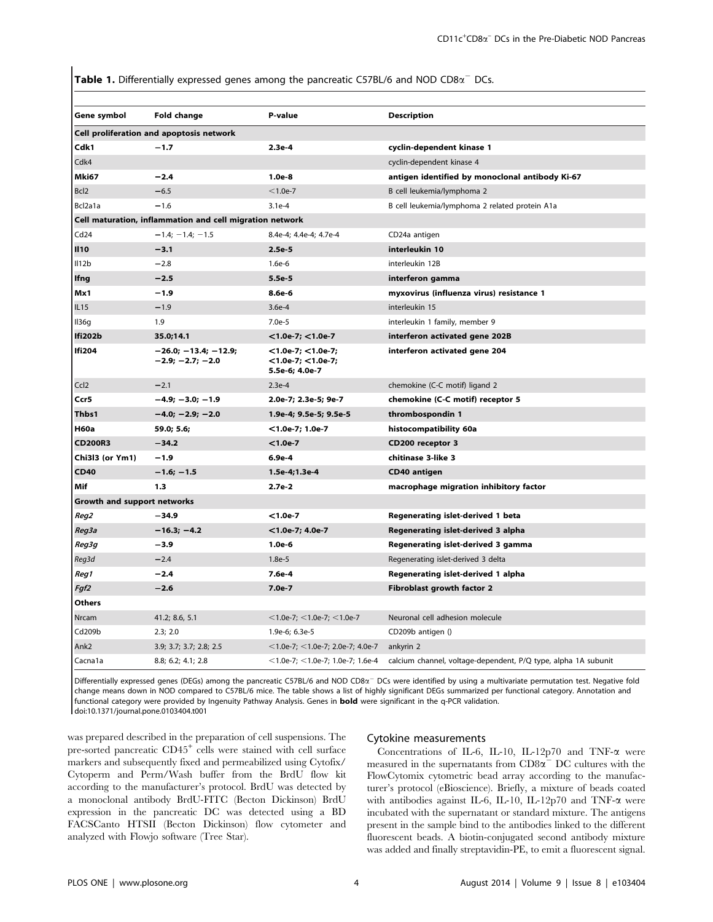**Table 1.** Differentially expressed genes among the pancreatic C57BL/6 and NOD CD8α⁻ DCs.

| Gene symbol | Fold change | P-value | Description |
|---|---|---|---|
| **Cell proliferation and apoptosis network** | | | |
| **Cdk1** | **−1.7** | **2.3e-4** | **cyclin-dependent kinase 1** |
| Cdk4 | | | cyclin-dependent kinase 4 |
| **Mki67** | **−2.4** | **1.0e-8** | **antigen identified by monoclonal antibody Ki-67** |
| Bcl2 | −6.5 | <1.0e-7 | B cell leukemia/lymphoma 2 |
| Bcl2a1a | −1.6 | 3.1e-4 | B cell leukemia/lymphoma 2 related protein A1a |
| **Cell maturation, inflammation and cell migration network** | | | |
| Cd24 | −1.4; −1.4; −1.5 | 8.4e-4; 4.4e-4; 4.7e-4 | CD24a antigen |
| **Il10** | **−3.1** | **2.5e-5** | **interleukin 10** |
| Il12b | −2.8 | 1.6e-6 | interleukin 12B |
| **Ifng** | **−2.5** | **5.5e-5** | **interferon gamma** |
| **Mx1** | **−1.9** | **8.6e-6** | **myxovirus (influenza virus) resistance 1** |
| IL15 | −1.9 | 3.6e-4 | interleukin 15 |
| Il36g | 1.9 | 7.0e-5 | interleukin 1 family, member 9 |
| **Ifi202b** | **35.0;14.1** | **<1.0e-7; <1.0e-7** | **interferon activated gene 202B** |
| **Ifi204** | **−26.0; −13.4; −12.9; −2.9; −2.7; −2.0** | **<1.0e-7; <1.0e-7; <1.0e-7; <1.0e-7; 5.5e-6; 4.0e-7** | **interferon activated gene 204** |
| Ccl2 | −2.1 | 2.3e-4 | chemokine (C-C motif) ligand 2 |
| **Ccr5** | **−4.9; −3.0; −1.9** | **2.0e-7; 2.3e-5; 9e-7** | **chemokine (C-C motif) receptor 5** |
| **Thbs1** | **−4.0; −2.9; −2.0** | **1.9e-4; 9.5e-5; 9.5e-5** | **thrombospondin 1** |
| **H60a** | **59.0; 5.6;** | **<1.0e-7; 1.0e-7** | **histocompatibility 60a** |
| **CD200R3** | **−34.2** | **<1.0e-7** | **CD200 receptor 3** |
| **Chi3l3 (or Ym1)** | **−1.9** | **6.9e-4** | **chitinase 3-like 3** |
| **CD40** | **−1.6; −1.5** | **1.5e-4;1.3e-4** | **CD40 antigen** |
| **Mif** | **1.3** | **2.7e-2** | **macrophage migration inhibitory factor** |
| **Growth and support networks** | | | |
| ***Reg2*** | **−34.9** | **<1.0e-7** | **Regenerating islet-derived 1 beta** |
| ***Reg3a*** | **−16.3; −4.2** | **<1.0e-7; 4.0e-7** | **Regenerating islet-derived 3 alpha** |
| ***Reg3g*** | **−3.9** | **1.0e-6** | **Regenerating islet-derived 3 gamma** |
| *Reg3d* | −2.4 | 1.8e-5 | Regenerating islet-derived 3 delta |
| ***Reg1*** | **−2.4** | **7.6e-4** | **Regenerating islet-derived 1 alpha** |
| ***Fgf2*** | **−2.6** | **7.0e-7** | **Fibroblast growth factor 2** |
| **Others** | | | |
| Nrcam | 41.2; 8.6, 5.1 | <1.0e-7; <1.0e-7; <1.0e-7 | Neuronal cell adhesion molecule |
| Cd209b | 2.3; 2.0 | 1.9e-6; 6.3e-5 | CD209b antigen () |
| Ank2 | 3.9; 3.7; 3.7; 2.8; 2.5 | <1.0e-7; <1.0e-7; 2.0e-7; 4.0e-7 | ankyrin 2 |
| Cacna1a | 8.8; 6.2; 4.1; 2.8 | <1.0e-7; <1.0e-7; 1.0e-7; 1.6e-4 | calcium channel, voltage-dependent, P/Q type, alpha 1A subunit |

Differentially expressed genes (DEGs) among the pancreatic C57BL/6 and NOD CD8α⁻ DCs were identified by using a multivariate permutation test. Negative fold change means down in NOD compared to C57BL/6 mice. The table shows a list of highly significant DEGs summarized per functional category. Annotation and functional category were provided by Ingenuity Pathway Analysis. Genes in **bold** were significant in the q-PCR validation.
doi:10.1371/journal.pone.0103404.t001

was prepared described in the preparation of cell suspensions. The pre-sorted pancreatic CD45⁺ cells were stained with cell surface markers and subsequently fixed and permeabilized using Cytofix/Cytoperm and Perm/Wash buffer from the BrdU flow kit according to the manufacturer's protocol. BrdU was detected by a monoclonal antibody BrdU-FITC (Becton Dickinson) BrdU expression in the pancreatic DC was detected using a BD FACSCanto HTSII (Becton Dickinson) flow cytometer and analyzed with Flowjo software (Tree Star).

### Cytokine measurements

Concentrations of IL-6, IL-10, IL-12p70 and TNF-α were measured in the supernatants from CD8α⁻ DC cultures with the FlowCytomix cytometric bead array according to the manufacturer's protocol (eBioscience). Briefly, a mixture of beads coated with antibodies against IL-6, IL-10, IL-12p70 and TNF-α were incubated with the supernatant or standard mixture. The antigens present in the sample bind to the antibodies linked to the different fluorescent beads. A biotin-conjugated second antibody mixture was added and finally streptavidin-PE, to emit a fluorescent signal.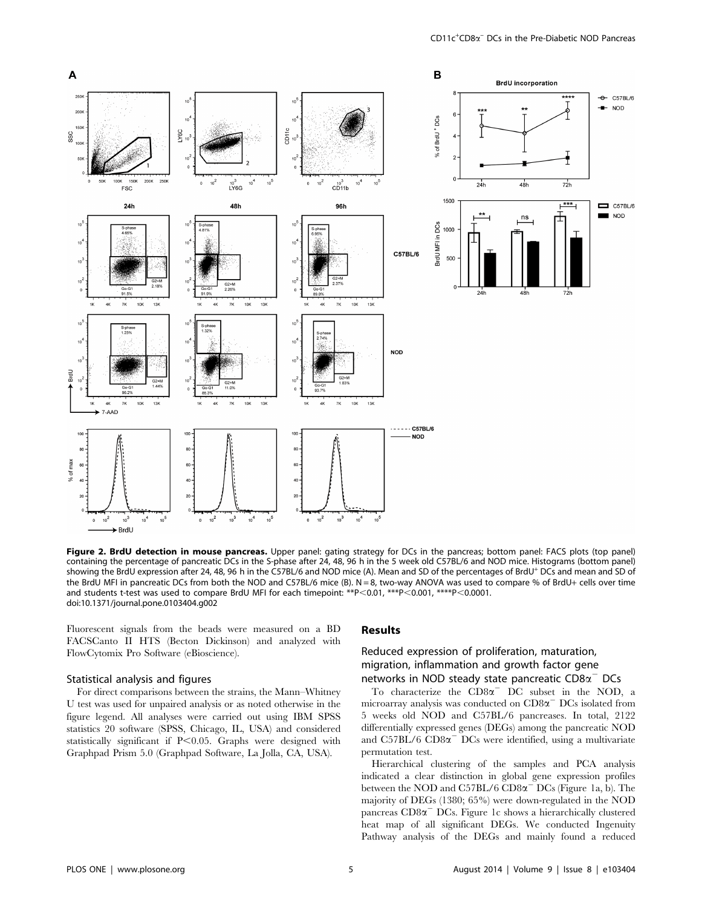**Figure 2. BrdU detection in mouse pancreas.** Upper panel: gating strategy for DCs in the pancreas; bottom panel: FACS plots (top panel) containing the percentage of pancreatic DCs in the S-phase after 24, 48, 96 h in the 5 week old C57BL/6 and NOD mice. Histograms (bottom panel) showing the BrdU expression after 24, 48, 96 h in the C57BL/6 and NOD mice (A). Mean and SD of the percentages of BrdU$^{+}$ DCs and mean and SD of the BrdU MFI in pancreatic DCs from both the NOD and C57BL/6 mice (B). N = 8, two-way ANOVA was used to compare % of BrdU+ cells over time and students t-test was used to compare BrdU MFI for each timepoint: **P<0.01, ***P<0.001, ****P<0.0001.
doi:10.1371/journal.pone.0103404.g002

Fluorescent signals from the beads were measured on a BD FACSCanto II HTS (Becton Dickinson) and analyzed with FlowCytomix Pro Software (eBioscience).

### Statistical analysis and figures

For direct comparisons between the strains, the Mann–Whitney U test was used for unpaired analysis or as noted otherwise in the figure legend. All analyses were carried out using IBM SPSS statistics 20 software (SPSS, Chicago, IL, USA) and considered statistically significant if P<0.05. Graphs were designed with Graphpad Prism 5.0 (Graphpad Software, La Jolla, CA, USA).

## Results

### Reduced expression of proliferation, maturation, migration, inflammation and growth factor gene networks in NOD steady state pancreatic CD8α$^{-}$ DCs

To characterize the CD8α$^{-}$ DC subset in the NOD, a microarray analysis was conducted on CD8α$^{-}$ DCs isolated from 5 weeks old NOD and C57BL/6 pancreases. In total, 2122 differentially expressed genes (DEGs) among the pancreatic NOD and C57BL/6 CD8α$^{-}$ DCs were identified, using a multivariate permutation test.

Hierarchical clustering of the samples and PCA analysis indicated a clear distinction in global gene expression profiles between the NOD and C57BL/6 CD8α$^{-}$ DCs (Figure 1a, b). The majority of DEGs (1380; 65%) were down-regulated in the NOD pancreas CD8α$^{-}$ DCs. Figure 1c shows a hierarchically clustered heat map of all significant DEGs. We conducted Ingenuity Pathway analysis of the DEGs and mainly found a reduced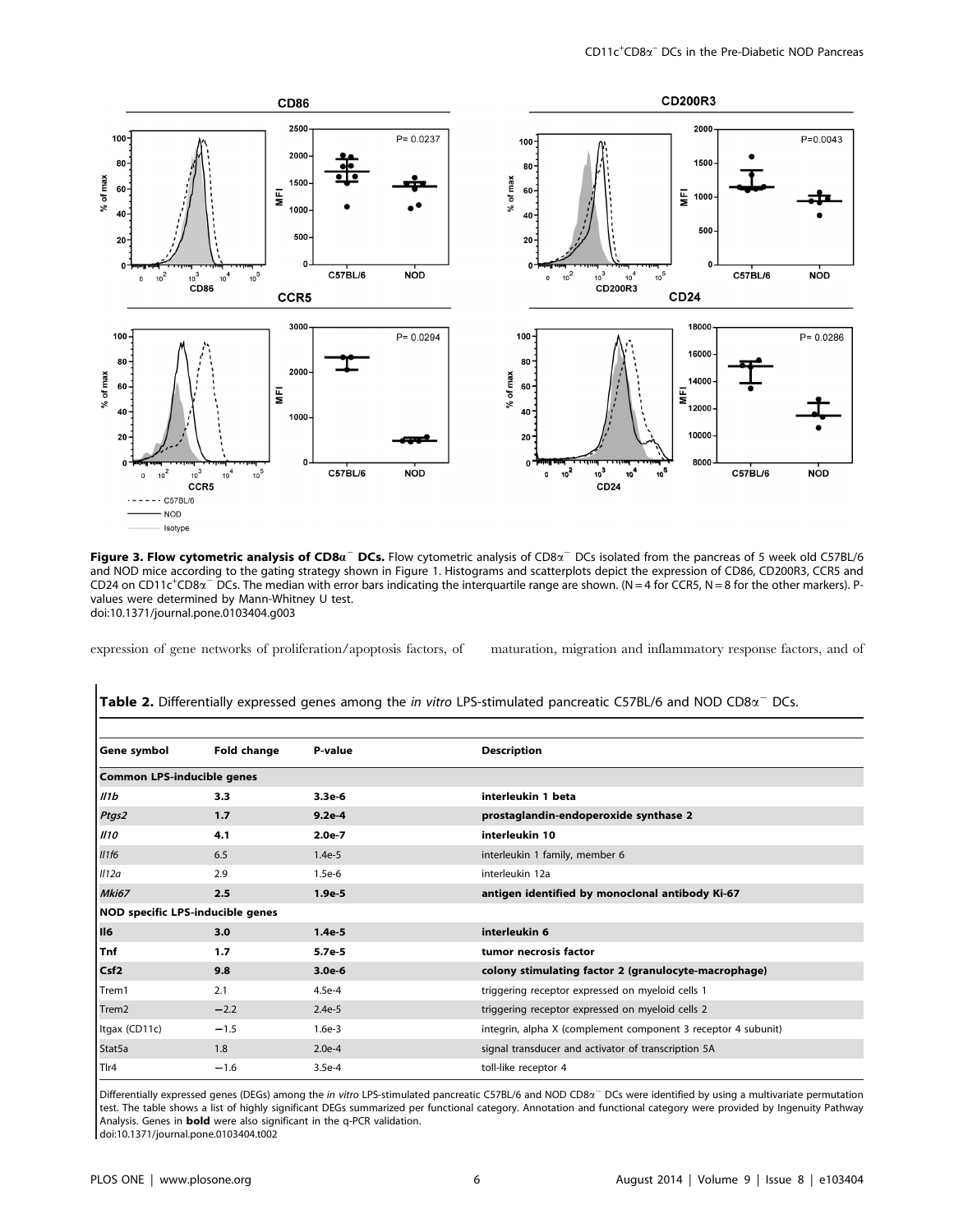**Figure 3. Flow cytometric analysis of CD8α⁻ DCs.** Flow cytometric analysis of CD8α⁻ DCs isolated from the pancreas of 5 week old C57BL/6 and NOD mice according to the gating strategy shown in Figure 1. Histograms and scatterplots depict the expression of CD86, CD200R3, CCR5 and CD24 on CD11c⁺CD8α⁻ DCs. The median with error bars indicating the interquartile range are shown. (N = 4 for CCR5, N = 8 for the other markers). P-values were determined by Mann-Whitney U test.
doi:10.1371/journal.pone.0103404.g003

expression of gene networks of proliferation/apoptosis factors, of maturation, migration and inflammatory response factors, and of

**Table 2.** Differentially expressed genes among the *in vitro* LPS-stimulated pancreatic C57BL/6 and NOD CD8α⁻ DCs.

| Gene symbol | Fold change | P-value | Description |
|---|---|---|---|
| **Common LPS-inducible genes** | | | |
| ***Il1b*** | **3.3** | **3.3e-6** | **interleukin 1 beta** |
| ***Ptgs2*** | **1.7** | **9.2e-4** | **prostaglandin-endoperoxide synthase 2** |
| ***Il10*** | **4.1** | **2.0e-7** | **interleukin 10** |
| *Il1f6* | 6.5 | 1.4e-5 | interleukin 1 family, member 6 |
| *Il12a* | 2.9 | 1.5e-6 | interleukin 12a |
| ***Mki67*** | **2.5** | **1.9e-5** | **antigen identified by monoclonal antibody Ki-67** |
| **NOD specific LPS-inducible genes** | | | |
| **Il6** | **3.0** | **1.4e-5** | **interleukin 6** |
| **Tnf** | **1.7** | **5.7e-5** | **tumor necrosis factor** |
| **Csf2** | **9.8** | **3.0e-6** | **colony stimulating factor 2 (granulocyte-macrophage)** |
| Trem1 | 2.1 | 4.5e-4 | triggering receptor expressed on myeloid cells 1 |
| Trem2 | −2.2 | 2.4e-5 | triggering receptor expressed on myeloid cells 2 |
| Itgax (CD11c) | −1.5 | 1.6e-3 | integrin, alpha X (complement component 3 receptor 4 subunit) |
| Stat5a | 1.8 | 2.0e-4 | signal transducer and activator of transcription 5A |
| Tlr4 | −1.6 | 3.5e-4 | toll-like receptor 4 |

Differentially expressed genes (DEGs) among the *in vitro* LPS-stimulated pancreatic C57BL/6 and NOD CD8α⁻ DCs were identified by using a multivariate permutation test. The table shows a list of highly significant DEGs summarized per functional category. Annotation and functional category were provided by Ingenuity Pathway Analysis. Genes in **bold** were also significant in the q-PCR validation.
doi:10.1371/journal.pone.0103404.t002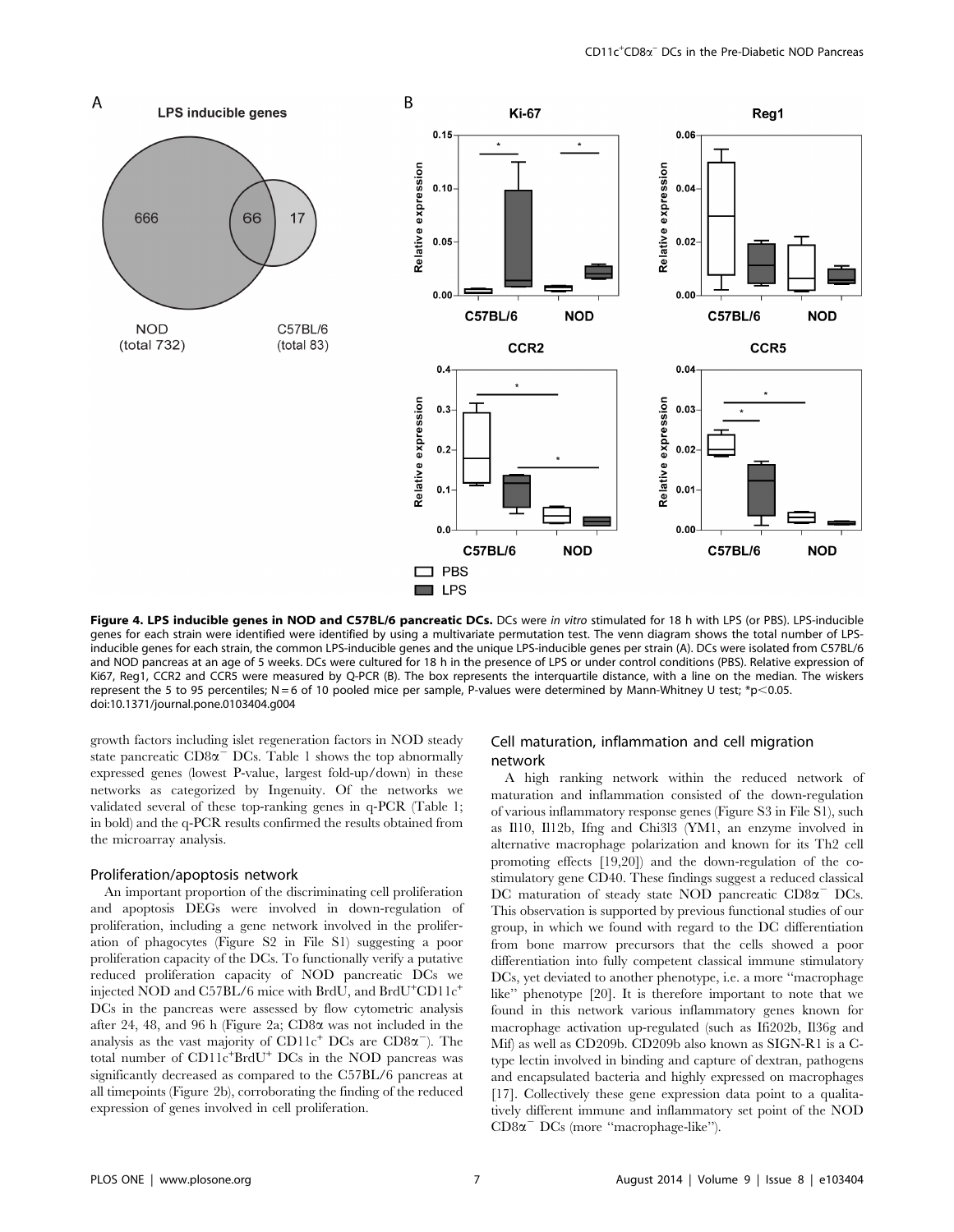**Figure 4. LPS inducible genes in NOD and C57BL/6 pancreatic DCs.** DCs were *in vitro* stimulated for 18 h with LPS (or PBS). LPS-inducible genes for each strain were identified were identified by using a multivariate permutation test. The venn diagram shows the total number of LPS-inducible genes for each strain, the common LPS-inducible genes and the unique LPS-inducible genes per strain (A). DCs were isolated from C57BL/6 and NOD pancreas at an age of 5 weeks. DCs were cultured for 18 h in the presence of LPS or under control conditions (PBS). Relative expression of Ki67, Reg1, CCR2 and CCR5 were measured by Q-PCR (B). The box represents the interquartile distance, with a line on the median. The wiskers represent the 5 to 95 percentiles; N = 6 of 10 pooled mice per sample, P-values were determined by Mann-Whitney U test; *p<0.05.
doi:10.1371/journal.pone.0103404.g004

growth factors including islet regeneration factors in NOD steady state pancreatic $CD8\alpha^-$ DCs. Table 1 shows the top abnormally expressed genes (lowest P-value, largest fold-up/down) in these networks as categorized by Ingenuity. Of the networks we validated several of these top-ranking genes in q-PCR (Table 1; in bold) and the q-PCR results confirmed the results obtained from the microarray analysis.

### Proliferation/apoptosis network

An important proportion of the discriminating cell proliferation and apoptosis DEGs were involved in down-regulation of proliferation, including a gene network involved in the proliferation of phagocytes (Figure S2 in File S1) suggesting a poor proliferation capacity of the DCs. To functionally verify a putative reduced proliferation capacity of NOD pancreatic DCs we injected NOD and C57BL/6 mice with BrdU, and $BrdU^+CD11c^+$ DCs in the pancreas were assessed by flow cytometric analysis after 24, 48, and 96 h (Figure 2a; CD8α was not included in the analysis as the vast majority of $CD11c^+$ DCs are $CD8\alpha^-$). The total number of $CD11c^+BrdU^+$ DCs in the NOD pancreas was significantly decreased as compared to the C57BL/6 pancreas at all timepoints (Figure 2b), corroborating the finding of the reduced expression of genes involved in cell proliferation.

### Cell maturation, inflammation and cell migration network

A high ranking network within the reduced network of maturation and inflammation consisted of the down-regulation of various inflammatory response genes (Figure S3 in File S1), such as Il10, Il12b, Ifng and Chi3l3 (YM1, an enzyme involved in alternative macrophage polarization and known for its Th2 cell promoting effects [19,20]) and the down-regulation of the co-stimulatory gene CD40. These findings suggest a reduced classical DC maturation of steady state NOD pancreatic $CD8\alpha^-$ DCs. This observation is supported by previous functional studies of our group, in which we found with regard to the DC differentiation from bone marrow precursors that the cells showed a poor differentiation into fully competent classical immune stimulatory DCs, yet deviated to another phenotype, i.e. a more "macrophage like" phenotype [20]. It is therefore important to note that we found in this network various inflammatory genes known for macrophage activation up-regulated (such as Ifi202b, Il36g and Mif) as well as CD209b. CD209b also known as SIGN-R1 is a C-type lectin involved in binding and capture of dextran, pathogens and encapsulated bacteria and highly expressed on macrophages [17]. Collectively these gene expression data point to a qualitatively different immune and inflammatory set point of the NOD $CD8\alpha^-$ DCs (more "macrophage-like").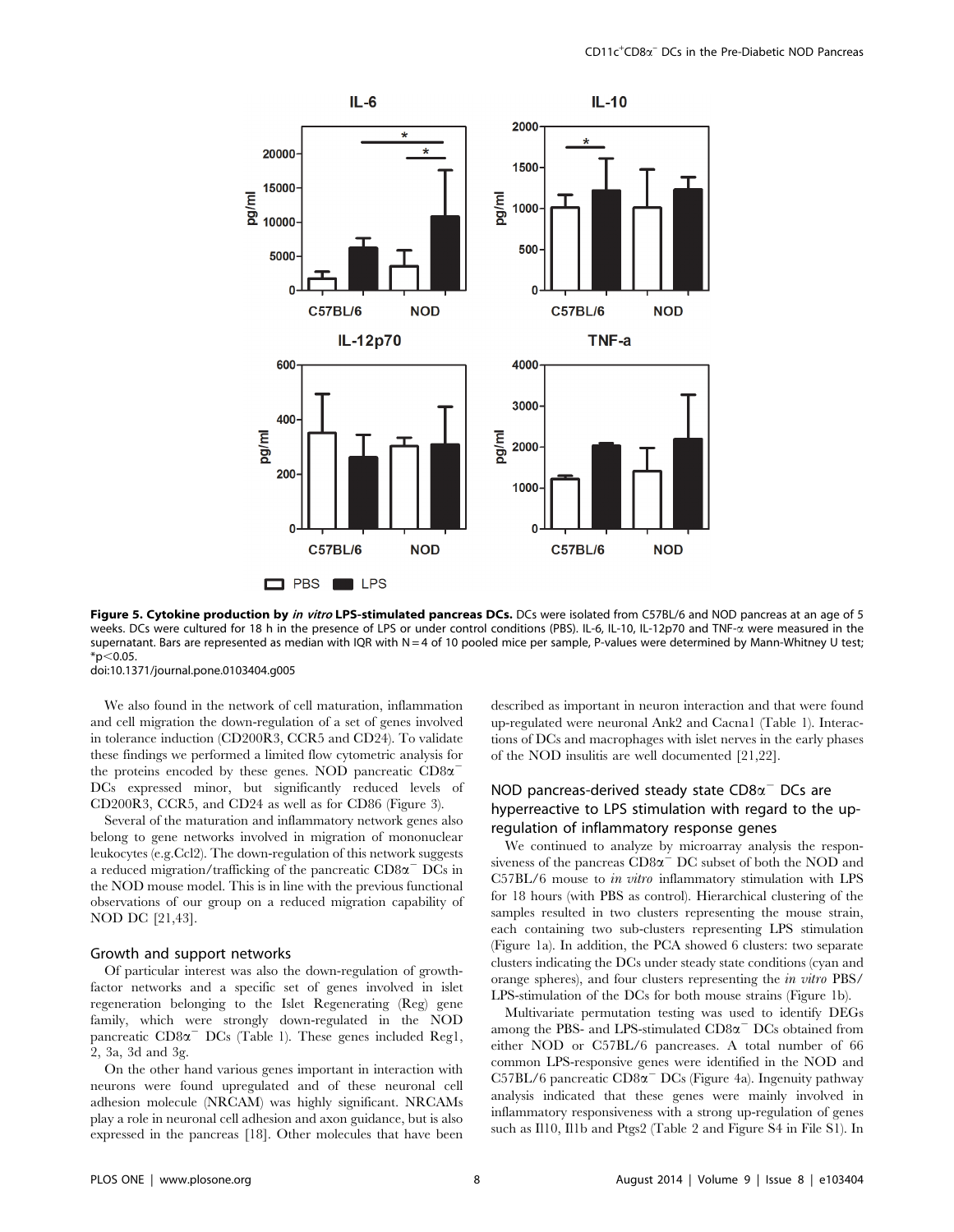**Figure 5. Cytokine production by *in vitro* LPS-stimulated pancreas DCs.** DCs were isolated from C57BL/6 and NOD pancreas at an age of 5 weeks. DCs were cultured for 18 h in the presence of LPS or under control conditions (PBS). IL-6, IL-10, IL-12p70 and TNF-α were measured in the supernatant. Bars are represented as median with IQR with N = 4 of 10 pooled mice per sample, P-values were determined by Mann-Whitney U test; *$p<0.05$.
doi:10.1371/journal.pone.0103404.g005

We also found in the network of cell maturation, inflammation and cell migration the down-regulation of a set of genes involved in tolerance induction (CD200R3, CCR5 and CD24). To validate these findings we performed a limited flow cytometric analysis for the proteins encoded by these genes. NOD pancreatic $CD8\alpha^-$ DCs expressed minor, but significantly reduced levels of CD200R3, CCR5, and CD24 as well as for CD86 (Figure 3).

Several of the maturation and inflammatory network genes also belong to gene networks involved in migration of mononuclear leukocytes (e.g.Ccl2). The down-regulation of this network suggests a reduced migration/trafficking of the pancreatic $CD8\alpha^-$ DCs in the NOD mouse model. This is in line with the previous functional observations of our group on a reduced migration capability of NOD DC [21,43].

### Growth and support networks

Of particular interest was also the down-regulation of growth-factor networks and a specific set of genes involved in islet regeneration belonging to the Islet Regenerating (Reg) gene family, which were strongly down-regulated in the NOD pancreatic $CD8\alpha^-$ DCs (Table 1). These genes included Reg1, 2, 3a, 3d and 3g.

On the other hand various genes important in interaction with neurons were found upregulated and of these neuronal cell adhesion molecule (NRCAM) was highly significant. NRCAMs play a role in neuronal cell adhesion and axon guidance, but is also expressed in the pancreas [18]. Other molecules that have been described as important in neuron interaction and that were found up-regulated were neuronal Ank2 and Cacna1 (Table 1). Interactions of DCs and macrophages with islet nerves in the early phases of the NOD insulitis are well documented [21,22].

### NOD pancreas-derived steady state $CD8\alpha^-$ DCs are hyperreactive to LPS stimulation with regard to the up-regulation of inflammatory response genes

We continued to analyze by microarray analysis the responsiveness of the pancreas $CD8\alpha^-$ DC subset of both the NOD and C57BL/6 mouse to *in vitro* inflammatory stimulation with LPS for 18 hours (with PBS as control). Hierarchical clustering of the samples resulted in two clusters representing the mouse strain, each containing two sub-clusters representing LPS stimulation (Figure 1a). In addition, the PCA showed 6 clusters: two separate clusters indicating the DCs under steady state conditions (cyan and orange spheres), and four clusters representing the *in vitro* PBS/LPS-stimulation of the DCs for both mouse strains (Figure 1b).

Multivariate permutation testing was used to identify DEGs among the PBS- and LPS-stimulated $CD8\alpha^-$ DCs obtained from either NOD or C57BL/6 pancreases. A total number of 66 common LPS-responsive genes were identified in the NOD and C57BL/6 pancreatic $CD8\alpha^-$ DCs (Figure 4a). Ingenuity pathway analysis indicated that these genes were mainly involved in inflammatory responsiveness with a strong up-regulation of genes such as Il10, Il1b and Ptgs2 (Table 2 and Figure S4 in File S1). In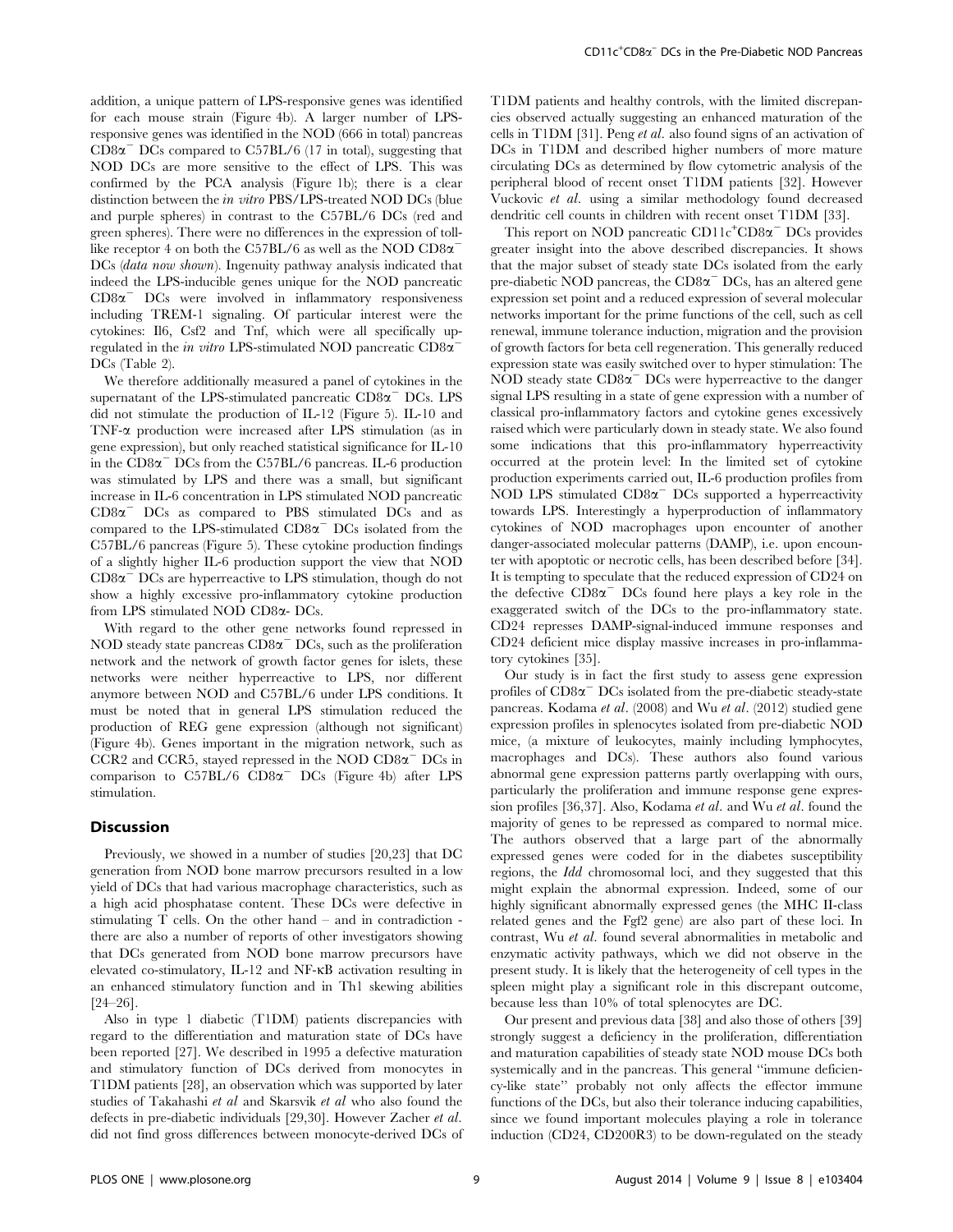addition, a unique pattern of LPS-responsive genes was identified for each mouse strain (Figure 4b). A larger number of LPS-responsive genes was identified in the NOD (666 in total) pancreas CD8α$^{-}$ DCs compared to C57BL/6 (17 in total), suggesting that NOD DCs are more sensitive to the effect of LPS. This was confirmed by the PCA analysis (Figure 1b); there is a clear distinction between the *in vitro* PBS/LPS-treated NOD DCs (blue and purple spheres) in contrast to the C57BL/6 DCs (red and green spheres). There were no differences in the expression of toll-like receptor 4 on both the C57BL/6 as well as the NOD CD8α$^{-}$ DCs (*data now shown*). Ingenuity pathway analysis indicated that indeed the LPS-inducible genes unique for the NOD pancreatic CD8α$^{-}$ DCs were involved in inflammatory responsiveness including TREM-1 signaling. Of particular interest were the cytokines: Il6, Csf2 and Tnf, which were all specifically up-regulated in the *in vitro* LPS-stimulated NOD pancreatic CD8α$^{-}$ DCs (Table 2).

We therefore additionally measured a panel of cytokines in the supernatant of the LPS-stimulated pancreatic CD8α$^{-}$ DCs. LPS did not stimulate the production of IL-12 (Figure 5). IL-10 and TNF-α production were increased after LPS stimulation (as in gene expression), but only reached statistical significance for IL-10 in the CD8α$^{-}$ DCs from the C57BL/6 pancreas. IL-6 production was stimulated by LPS and there was a small, but significant increase in IL-6 concentration in LPS stimulated NOD pancreatic CD8α$^{-}$ DCs as compared to PBS stimulated DCs and as compared to the LPS-stimulated CD8α$^{-}$ DCs isolated from the C57BL/6 pancreas (Figure 5). These cytokine production findings of a slightly higher IL-6 production support the view that NOD CD8α$^{-}$ DCs are hyperreactive to LPS stimulation, though do not show a highly excessive pro-inflammatory cytokine production from LPS stimulated NOD CD8α- DCs.

With regard to the other gene networks found repressed in NOD steady state pancreas CD8α$^{-}$ DCs, such as the proliferation network and the network of growth factor genes for islets, these networks were neither hyperreactive to LPS, nor different anymore between NOD and C57BL/6 under LPS conditions. It must be noted that in general LPS stimulation reduced the production of REG gene expression (although not significant) (Figure 4b). Genes important in the migration network, such as CCR2 and CCR5, stayed repressed in the NOD CD8α$^{-}$ DCs in comparison to C57BL/6 CD8α$^{-}$ DCs (Figure 4b) after LPS stimulation.

## Discussion

Previously, we showed in a number of studies [20,23] that DC generation from NOD bone marrow precursors resulted in a low yield of DCs that had various macrophage characteristics, such as a high acid phosphatase content. These DCs were defective in stimulating T cells. On the other hand – and in contradiction - there are also a number of reports of other investigators showing that DCs generated from NOD bone marrow precursors have elevated co-stimulatory, IL-12 and NF-κB activation resulting in an enhanced stimulatory function and in Th1 skewing abilities [24–26].

Also in type 1 diabetic (T1DM) patients discrepancies with regard to the differentiation and maturation state of DCs have been reported [27]. We described in 1995 a defective maturation and stimulatory function of DCs derived from monocytes in T1DM patients [28], an observation which was supported by later studies of Takahashi *et al* and Skarsvik *et al* who also found the defects in pre-diabetic individuals [29,30]. However Zacher *et al.* did not find gross differences between monocyte-derived DCs of T1DM patients and healthy controls, with the limited discrepancies observed actually suggesting an enhanced maturation of the cells in T1DM [31]. Peng *et al.* also found signs of an activation of DCs in T1DM and described higher numbers of more mature circulating DCs as determined by flow cytometric analysis of the peripheral blood of recent onset T1DM patients [32]. However Vuckovic *et al.* using a similar methodology found decreased dendritic cell counts in children with recent onset T1DM [33].

This report on NOD pancreatic CD11c$^{+}$CD8α$^{-}$ DCs provides greater insight into the above described discrepancies. It shows that the major subset of steady state DCs isolated from the early pre-diabetic NOD pancreas, the CD8α$^{-}$ DCs, has an altered gene expression set point and a reduced expression of several molecular networks important for the prime functions of the cell, such as cell renewal, immune tolerance induction, migration and the provision of growth factors for beta cell regeneration. This generally reduced expression state was easily switched over to hyper stimulation: The NOD steady state CD8α$^{-}$ DCs were hyperreactive to the danger signal LPS resulting in a state of gene expression with a number of classical pro-inflammatory factors and cytokine genes excessively raised which were particularly down in steady state. We also found some indications that this pro-inflammatory hyperreactivity occurred at the protein level: In the limited set of cytokine production experiments carried out, IL-6 production profiles from NOD LPS stimulated CD8α$^{-}$ DCs supported a hyperreactivity towards LPS. Interestingly a hyperproduction of inflammatory cytokines of NOD macrophages upon encounter of another danger-associated molecular patterns (DAMP), i.e. upon encounter with apoptotic or necrotic cells, has been described before [34]. It is tempting to speculate that the reduced expression of CD24 on the defective CD8α$^{-}$ DCs found here plays a key role in the exaggerated switch of the DCs to the pro-inflammatory state. CD24 represses DAMP-signal-induced immune responses and CD24 deficient mice display massive increases in pro-inflammatory cytokines [35].

Our study is in fact the first study to assess gene expression profiles of CD8α$^{-}$ DCs isolated from the pre-diabetic steady-state pancreas. Kodama *et al*. (2008) and Wu *et al*. (2012) studied gene expression profiles in splenocytes isolated from pre-diabetic NOD mice, (a mixture of leukocytes, mainly including lymphocytes, macrophages and DCs). These authors also found various abnormal gene expression patterns partly overlapping with ours, particularly the proliferation and immune response gene expression profiles [36,37]. Also, Kodama *et al*. and Wu *et al*. found the majority of genes to be repressed as compared to normal mice. The authors observed that a large part of the abnormally expressed genes were coded for in the diabetes susceptibility regions, the *Idd* chromosomal loci, and they suggested that this might explain the abnormal expression. Indeed, some of our highly significant abnormally expressed genes (the MHC II-class related genes and the Fgf2 gene) are also part of these loci. In contrast, Wu *et al*. found several abnormalities in metabolic and enzymatic activity pathways, which we did not observe in the present study. It is likely that the heterogeneity of cell types in the spleen might play a significant role in this discrepant outcome, because less than 10% of total splenocytes are DC.

Our present and previous data [38] and also those of others [39] strongly suggest a deficiency in the proliferation, differentiation and maturation capabilities of steady state NOD mouse DCs both systemically and in the pancreas. This general "immune deficiency-like state" probably not only affects the effector immune functions of the DCs, but also their tolerance inducing capabilities, since we found important molecules playing a role in tolerance induction (CD24, CD200R3) to be down-regulated on the steady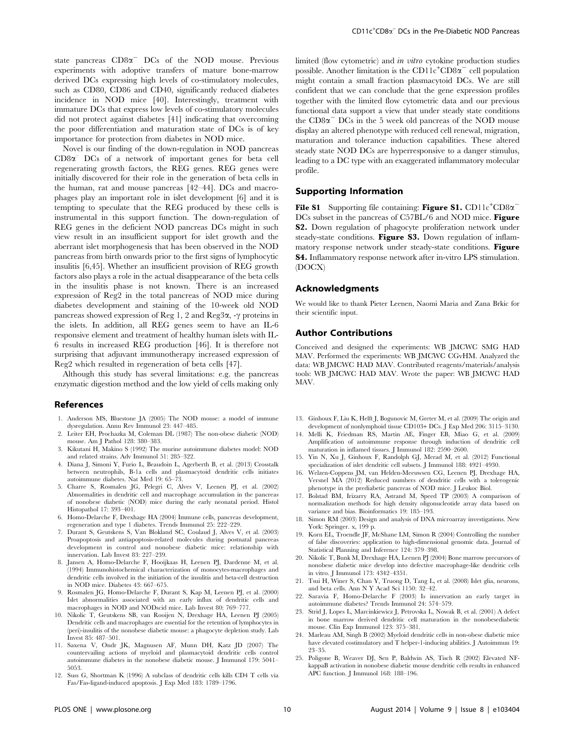state pancreas CD8α⁻ DCs of the NOD mouse. Previous experiments with adoptive transfers of mature bone-marrow derived DCs expressing high levels of co-stimulatory molecules, such as CD80, CD86 and CD40, significantly reduced diabetes incidence in NOD mice [40]. Interestingly, treatment with immature DCs that express low levels of co-stimulatory molecules did not protect against diabetes [41] indicating that overcoming the poor differentiation and maturation state of DCs is of key importance for protection from diabetes in NOD mice.

Novel is our finding of the down-regulation in NOD pancreas CD8α⁻ DCs of a network of important genes for beta cell regenerating growth factors, the REG genes. REG genes were initially discovered for their role in the generation of beta cells in the human, rat and mouse pancreas [42–44]. DCs and macrophages play an important role in islet development [6] and it is tempting to speculate that the REG produced by these cells is instrumental in this support function. The down-regulation of REG genes in the deficient NOD pancreas DCs might in such view result in an insufficient support for islet growth and the aberrant islet morphogenesis that has been observed in the NOD pancreas from birth onwards prior to the first signs of lymphocytic insulitis [6,45]. Whether an insufficient provision of REG growth factors also plays a role in the actual disappearance of the beta cells in the insulitis phase is not known. There is an increased expression of Reg2 in the total pancreas of NOD mice during diabetes development and staining of the 10-week old NOD pancreas showed expression of Reg 1, 2 and Reg3α, -γ proteins in the islets. In addition, all REG genes seem to have an IL-6 responsive element and treatment of healthy human islets with IL-6 results in increased REG production [46]. It is therefore not surprising that adjuvant immunotherapy increased expression of Reg2 which resulted in regeneration of beta cells [47].

Although this study has several limitations: e.g. the pancreas enzymatic digestion method and the low yield of cells making only limited (flow cytometric) and *in vitro* cytokine production studies possible. Another limitation is the CD11c⁺CD8α⁻ cell population might contain a small fraction plasmacytoid DCs. We are still confident that we can conclude that the gene expression profiles together with the limited flow cytometric data and our previous functional data support a view that under steady state conditions the CD8α⁻ DCs in the 5 week old pancreas of the NOD mouse display an altered phenotype with reduced cell renewal, migration, maturation and tolerance induction capabilities. These altered steady state NOD DCs are hyperresponsive to a danger stimulus, leading to a DC type with an exaggerated inflammatory molecular profile.

## Supporting Information

**File S1** Supporting file containing: **Figure S1.** CD11c⁺CD8α⁻ DCs subset in the pancreas of C57BL/6 and NOD mice. **Figure S2.** Down regulation of phagocyte proliferation network under steady-state conditions. **Figure S3.** Down regulation of inflammatory response network under steady-state conditions. **Figure S4.** Inflammatory response network after in-vitro LPS stimulation. (DOCX)

## Acknowledgments

We would like to thank Pieter Leenen, Naomi Maria and Zana Brkic for their scientific input.

## Author Contributions

Conceived and designed the experiments: WB JMCWC SMG HAD MAV. Performed the experiments: WB JMCWC CGvHM. Analyzed the data: WB JMCWC HAD MAV. Contributed reagents/materials/analysis tools: WB JMCWC HAD MAV. Wrote the paper: WB JMCWC HAD MAV.

## References

1. Anderson MS, Bluestone JA (2005) The NOD mouse: a model of immune dysregulation. Annu Rev Immunol 23: 447–485.
2. Leiter EH, Prochazka M, Coleman DL (1987) The non-obese diabetic (NOD) mouse. Am J Pathol 128: 380–383.
3. Kikutani H, Makino S (1992) The murine autoimmune diabetes model: NOD and related strains. Adv Immunol 51: 285–322.
4. Diana J, Simoni Y, Furio L, Beaudoin L, Agerberth B, et al. (2013) Crosstalk between neutrophils, B-1a cells and plasmacytoid dendritic cells initiates autoimmune diabetes. Nat Med 19: 65–73.
5. Charre S, Rosmalen JG, Pelegri C, Alves V, Leenen PJ, et al. (2002) Abnormalities in dendritic cell and macrophage accumulation in the pancreas of nonobese diabetic (NOD) mice during the early neonatal period. Histol Histopathol 17: 393–401.
6. Homo-Delarche F, Drexhage HA (2004) Immune cells, pancreas development, regeneration and type 1 diabetes. Trends Immunol 25: 222–229.
7. Durant S, Geutskens S, Van Blokland SC, Coulaud J, Alves V, et al. (2003) Proapoptosis and antiapoptosis-related molecules during postnatal pancreas development in control and nonobese diabetic mice: relationship with innervation. Lab Invest 83: 227–239.
8. Jansen A, Homo-Delarche F, Hooijkaas H, Leenen PJ, Dardenne M, et al. (1994) Immunohistochemical characterization of monocytes-macrophages and dendritic cells involved in the initiation of the insulitis and beta-cell destruction in NOD mice. Diabetes 43: 667–675.
9. Rosmalen JG, Homo-Delarche F, Durant S, Kap M, Leenen PJ, et al. (2000) Islet abnormalities associated with an early influx of dendritic cells and macrophages in NOD and NODscid mice. Lab Invest 80: 769–777.
10. Nikolic T, Geutskens SB, van Rooijen N, Drexhage HA, Leenen PJ (2005) Dendritic cells and macrophages are essential for the retention of lymphocytes in (peri)-insulitis of the nonobese diabetic mouse: a phagocyte depletion study. Lab Invest 85: 487–501.
11. Saxena V, Ondr JK, Magnusen AF, Munn DH, Katz JD (2007) The countervailing actions of myeloid and plasmacytoid dendritic cells control autoimmune diabetes in the nonobese diabetic mouse. J Immunol 179: 5041–5053.
12. Suss G, Shortman K (1996) A subclass of dendritic cells kills CD4 T cells via Fas/Fas-ligand-induced apoptosis. J Exp Med 183: 1789–1796.
13. Ginhoux F, Liu K, Helft J, Bogunovic M, Greter M, et al. (2009) The origin and development of nonlymphoid tissue CD103+ DCs. J Exp Med 206: 3115–3130.
14. Melli K, Friedman RS, Martin AE, Finger EB, Miao G, et al. (2009) Amplification of autoimmune response through induction of dendritic cell maturation in inflamed tissues. J Immunol 182: 2590–2600.
15. Yin N, Xu J, Ginhoux F, Randolph GJ, Merad M, et al. (2012) Functional specialization of islet dendritic cell subsets. J Immunol 188: 4921–4930.
16. Welzen-Coppens JM, van Helden-Meeuwsen CG, Leenen PJ, Drexhage HA, Versnel MA (2012) Reduced numbers of dendritic cells with a tolerogenic phenotype in the prediabetic pancreas of NOD mice. J Leukoc Biol.
17. Bolstad BM, Irizarry RA, Astrand M, Speed TP (2003) A comparison of normalization methods for high density oligonucleotide array data based on variance and bias. Bioinformatics 19: 185–193.
18. Simon RM (2003) Design and analysis of DNA microarray investigations. New York: Springer. x, 199 p.
19. Korn EL, Troendle JF, McShane LM, Simon R (2004) Controlling the number of false discoveries: application to high-dimensional genomic data. Journal of Statistical Planning and Inference 124: 379–398.
20. Nikolic T, Bunk M, Drexhage HA, Leenen PJ (2004) Bone marrow precursors of nonobese diabetic mice develop into defective macrophage-like dendritic cells in vitro. J Immunol 173: 4342–4351.
21. Tsui H, Winer S, Chan Y, Truong D, Tang L, et al. (2008) Islet glia, neurons, and beta cells. Ann N Y Acad Sci 1150: 32–42.
22. Saravia F, Homo-Delarche F (2003) Is innervation an early target in autoimmune diabetes? Trends Immunol 24: 574–579.
23. Strid J, Lopes L, Marcinkiewicz J, Petrovska L, Nowak B, et al. (2001) A defect in bone marrow derived dendritic cell maturation in the nonobesediabetic mouse. Clin Exp Immunol 123: 375–381.
24. Marleau AM, Singh B (2002) Myeloid dendritic cells in non-obese diabetic mice have elevated costimulatory and T helper-1-inducing abilities. J Autoimmun 19: 23–35.
25. Poligone B, Weaver DJ, Sen P, Baldwin AS, Tisch R (2002) Elevated NF-kappaB activation in nonobese diabetic mouse dendritic cells results in enhanced APC function. J Immunol 168: 188–196.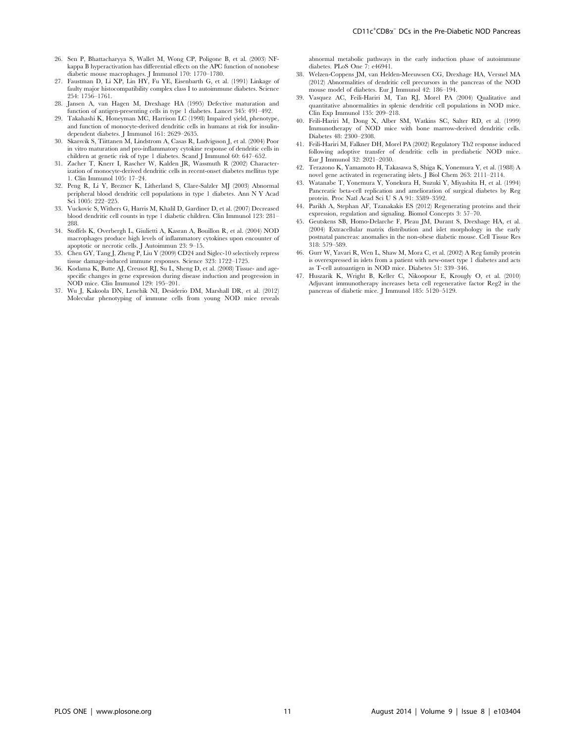26. Sen P, Bhattacharyya S, Wallet M, Wong CP, Poligone B, et al. (2003) NF-kappa B hyperactivation has differential effects on the APC function of nonobese diabetic mouse macrophages. J Immunol 170: 1770–1780.
27. Faustman D, Li XP, Lin HY, Fu YE, Eisenbarth G, et al. (1991) Linkage of faulty major histocompatibility complex class I to autoimmune diabetes. Science 254: 1756–1761.
28. Jansen A, van Hagen M, Drexhage HA (1995) Defective maturation and function of antigen-presenting cells in type 1 diabetes. Lancet 345: 491–492.
29. Takahashi K, Honeyman MC, Harrison LC (1998) Impaired yield, phenotype, and function of monocyte-derived dendritic cells in humans at risk for insulin-dependent diabetes. J Immunol 161: 2629–2635.
30. Skarsvik S, Tiittanen M, Lindstrom A, Casas R, Ludvigsson J, et al. (2004) Poor in vitro maturation and pro-inflammatory cytokine response of dendritic cells in children at genetic risk of type 1 diabetes. Scand J Immunol 60: 647–652.
31. Zacher T, Knerr I, Rascher W, Kalden JR, Wassmuth R (2002) Characterization of monocyte-derived dendritic cells in recent-onset diabetes mellitus type 1. Clin Immunol 105: 17–24.
32. Peng R, Li Y, Brezner K, Litherland S, Clare-Salzler MJ (2003) Abnormal peripheral blood dendritic cell populations in type 1 diabetes. Ann N Y Acad Sci 1005: 222–225.
33. Vuckovic S, Withers G, Harris M, Khalil D, Gardiner D, et al. (2007) Decreased blood dendritic cell counts in type 1 diabetic children. Clin Immunol 123: 281–288.
34. Stoffels K, Overbergh L, Giulietti A, Kasran A, Bouillon R, et al. (2004) NOD macrophages produce high levels of inflammatory cytokines upon encounter of apoptotic or necrotic cells. J Autoimmun 23: 9–15.
35. Chen GY, Tang J, Zheng P, Liu Y (2009) CD24 and Siglec-10 selectively repress tissue damage-induced immune responses. Science 323: 1722–1725.
36. Kodama K, Butte AJ, Creusot RJ, Su L, Sheng D, et al. (2008) Tissue- and age-specific changes in gene expression during disease induction and progression in NOD mice. Clin Immunol 129: 195–201.
37. Wu J, Kakoola DN, Lenchik NI, Desiderio DM, Marshall DR, et al. (2012) Molecular phenotyping of immune cells from young NOD mice reveals abnormal metabolic pathways in the early induction phase of autoimmune diabetes. PLoS One 7: e46941.
38. Welzen-Coppens JM, van Helden-Meeuwsen CG, Drexhage HA, Versnel MA (2012) Abnormalities of dendritic cell precursors in the pancreas of the NOD mouse model of diabetes. Eur J Immunol 42: 186–194.
39. Vasquez AC, Feili-Hariri M, Tan RJ, Morel PA (2004) Qualitative and quantitative abnormalities in splenic dendritic cell populations in NOD mice. Clin Exp Immunol 135: 209–218.
40. Feili-Hariri M, Dong X, Alber SM, Watkins SC, Salter RD, et al. (1999) Immunotherapy of NOD mice with bone marrow-derived dendritic cells. Diabetes 48: 2300–2308.
41. Feili-Hariri M, Falkner DH, Morel PA (2002) Regulatory Th2 response induced following adoptive transfer of dendritic cells in prediabetic NOD mice. Eur J Immunol 32: 2021–2030.
42. Terazono K, Yamamoto H, Takasawa S, Shiga K, Yonemura Y, et al. (1988) A novel gene activated in regenerating islets. J Biol Chem 263: 2111–2114.
43. Watanabe T, Yonemura Y, Yonekura H, Suzuki Y, Miyashita H, et al. (1994) Pancreatic beta-cell replication and amelioration of surgical diabetes by Reg protein. Proc Natl Acad Sci U S A 91: 3589–3592.
44. Parikh A, Stephan AF, Tzanakakis ES (2012) Regenerating proteins and their expression, regulation and signaling. Biomol Concepts 3: 57–70.
45. Geutskens SB, Homo-Delarche F, Pleau JM, Durant S, Drexhage HA, et al. (2004) Extracellular matrix distribution and islet morphology in the early postnatal pancreas: anomalies in the non-obese diabetic mouse. Cell Tissue Res 318: 579–589.
46. Gurr W, Yavari R, Wen L, Shaw M, Mora C, et al. (2002) A Reg family protein is overexpressed in islets from a patient with new-onset type 1 diabetes and acts as T-cell autoantigen in NOD mice. Diabetes 51: 339–346.
47. Huszarik K, Wright B, Keller C, Nikoopour E, Krougly O, et al. (2010) Adjuvant immunotherapy increases beta cell regenerative factor Reg2 in the pancreas of diabetic mice. J Immunol 185: 5120–5129.